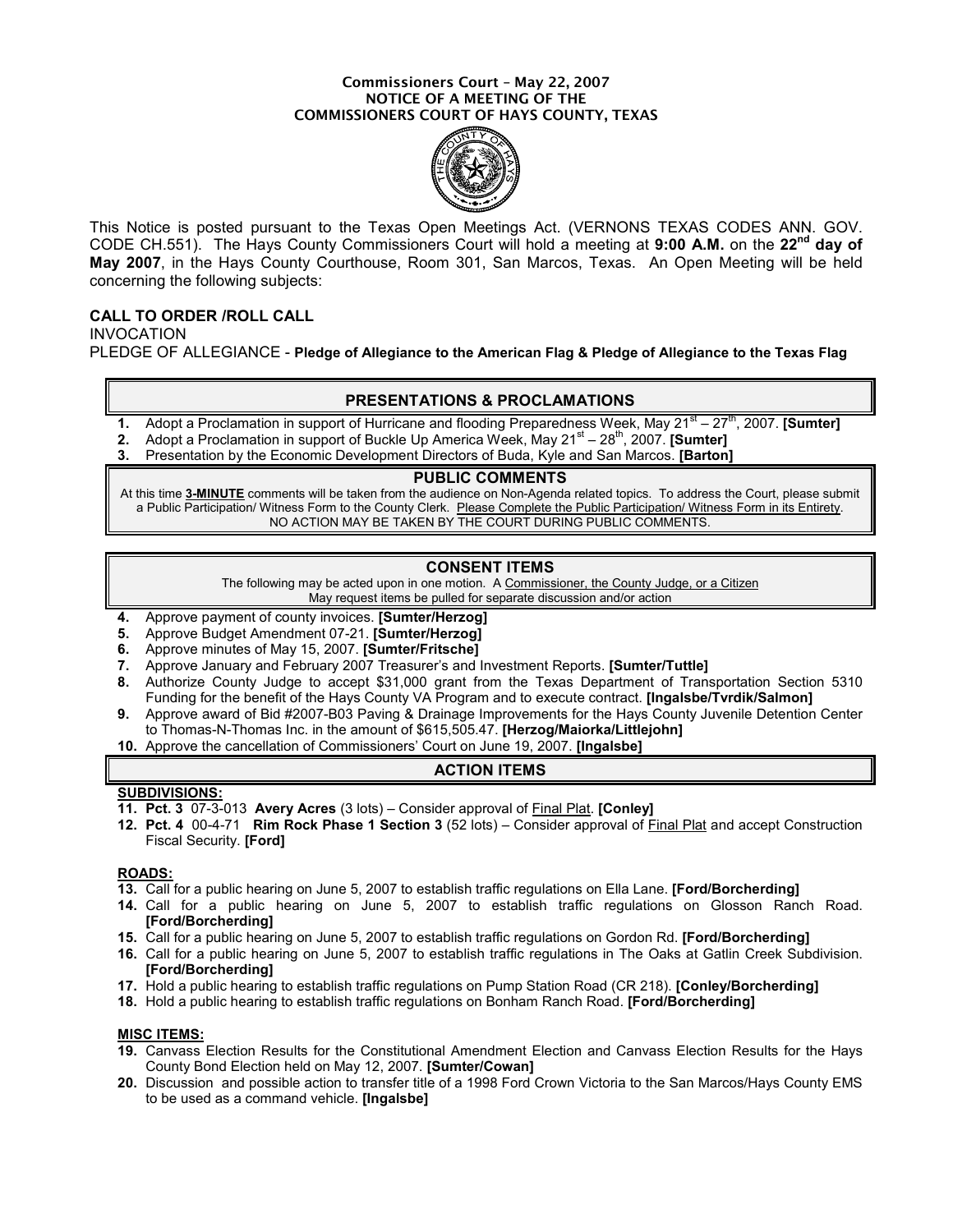**Commissioners Court – May 22, 2007**
**NOTICE OF A MEETING OF THE**
**COMMISSIONERS COURT OF HAYS COUNTY, TEXAS**

This Notice is posted pursuant to the Texas Open Meetings Act. (VERNONS TEXAS CODES ANN. GOV. CODE CH.551). The Hays County Commissioners Court will hold a meeting at **9:00 A.M.** on the **22nd day of May 2007**, in the Hays County Courthouse, Room 301, San Marcos, Texas. An Open Meeting will be held concerning the following subjects:

**CALL TO ORDER /ROLL CALL**

INVOCATION

PLEDGE OF ALLEGIANCE - **Pledge of Allegiance to the American Flag & Pledge of Allegiance to the Texas Flag**

## PRESENTATIONS & PROCLAMATIONS

1. Adopt a Proclamation in support of Hurricane and flooding Preparedness Week, May 21st – 27th, 2007. **[Sumter]**
2. Adopt a Proclamation in support of Buckle Up America Week, May 21st – 28th, 2007. **[Sumter]**
3. Presentation by the Economic Development Directors of Buda, Kyle and San Marcos. **[Barton]**

## PUBLIC COMMENTS

At this time **3-MINUTE** comments will be taken from the audience on Non-Agenda related topics. To address the Court, please submit a Public Participation/ Witness Form to the County Clerk. Please Complete the Public Participation/ Witness Form in its Entirety. NO ACTION MAY BE TAKEN BY THE COURT DURING PUBLIC COMMENTS.

## CONSENT ITEMS

The following may be acted upon in one motion. A Commissioner, the County Judge, or a Citizen May request items be pulled for separate discussion and/or action

4. Approve payment of county invoices. **[Sumter/Herzog]**
5. Approve Budget Amendment 07-21. **[Sumter/Herzog]**
6. Approve minutes of May 15, 2007. **[Sumter/Fritsche]**
7. Approve January and February 2007 Treasurer's and Investment Reports. **[Sumter/Tuttle]**
8. Authorize County Judge to accept $31,000 grant from the Texas Department of Transportation Section 5310 Funding for the benefit of the Hays County VA Program and to execute contract. **[Ingalsbe/Tvrdik/Salmon]**
9. Approve award of Bid #2007-B03 Paving & Drainage Improvements for the Hays County Juvenile Detention Center to Thomas-N-Thomas Inc. in the amount of $615,505.47. **[Herzog/Maiorka/Littlejohn]**
10. Approve the cancellation of Commissioners' Court on June 19, 2007. **[Ingalsbe]**

## ACTION ITEMS

**SUBDIVISIONS:**

11. **Pct. 3** 07-3-013 **Avery Acres** (3 lots) – Consider approval of Final Plat. **[Conley]**
12. **Pct. 4** 00-4-71 **Rim Rock Phase 1 Section 3** (52 lots) – Consider approval of Final Plat and accept Construction Fiscal Security. **[Ford]**

**ROADS:**

13. Call for a public hearing on June 5, 2007 to establish traffic regulations on Ella Lane. **[Ford/Borcherding]**
14. Call for a public hearing on June 5, 2007 to establish traffic regulations on Glosson Ranch Road. **[Ford/Borcherding]**
15. Call for a public hearing on June 5, 2007 to establish traffic regulations on Gordon Rd. **[Ford/Borcherding]**
16. Call for a public hearing on June 5, 2007 to establish traffic regulations in The Oaks at Gatlin Creek Subdivision. **[Ford/Borcherding]**
17. Hold a public hearing to establish traffic regulations on Pump Station Road (CR 218). **[Conley/Borcherding]**
18. Hold a public hearing to establish traffic regulations on Bonham Ranch Road. **[Ford/Borcherding]**

**MISC ITEMS:**

19. Canvass Election Results for the Constitutional Amendment Election and Canvass Election Results for the Hays County Bond Election held on May 12, 2007. **[Sumter/Cowan]**
20. Discussion and possible action to transfer title of a 1998 Ford Crown Victoria to the San Marcos/Hays County EMS to be used as a command vehicle. **[Ingalsbe]**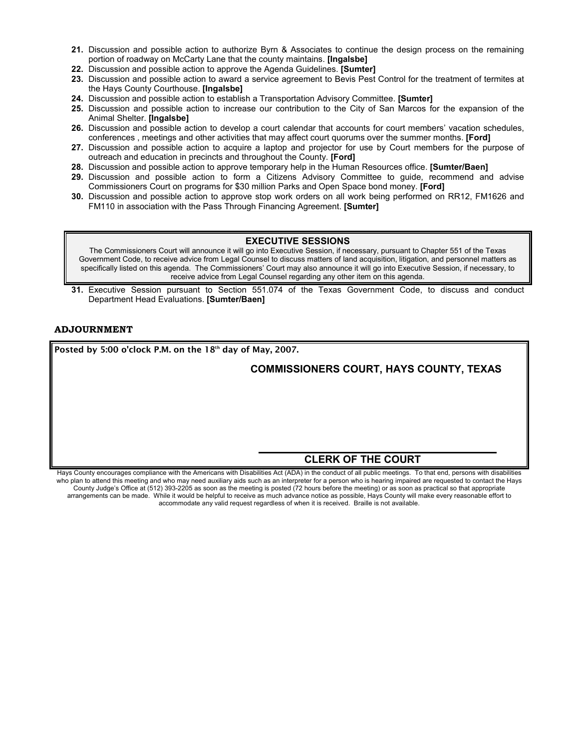21. Discussion and possible action to authorize Byrn & Associates to continue the design process on the remaining portion of roadway on McCarty Lane that the county maintains. **[Ingalsbe]**
22. Discussion and possible action to approve the Agenda Guidelines. **[Sumter]**
23. Discussion and possible action to award a service agreement to Bevis Pest Control for the treatment of termites at the Hays County Courthouse. **[Ingalsbe]**
24. Discussion and possible action to establish a Transportation Advisory Committee. **[Sumter]**
25. Discussion and possible action to increase our contribution to the City of San Marcos for the expansion of the Animal Shelter. **[Ingalsbe]**
26. Discussion and possible action to develop a court calendar that accounts for court members' vacation schedules, conferences , meetings and other activities that may affect court quorums over the summer months. **[Ford]**
27. Discussion and possible action to acquire a laptop and projector for use by Court members for the purpose of outreach and education in precincts and throughout the County. **[Ford]**
28. Discussion and possible action to approve temporary help in the Human Resources office. **[Sumter/Baen]**
29. Discussion and possible action to form a Citizens Advisory Committee to guide, recommend and advise Commissioners Court on programs for $30 million Parks and Open Space bond money. **[Ford]**
30. Discussion and possible action to approve stop work orders on all work being performed on RR12, FM1626 and FM110 in association with the Pass Through Financing Agreement. **[Sumter]**

## EXECUTIVE SESSIONS

The Commissioners Court will announce it will go into Executive Session, if necessary, pursuant to Chapter 551 of the Texas Government Code, to receive advice from Legal Counsel to discuss matters of land acquisition, litigation, and personnel matters as specifically listed on this agenda. The Commissioners' Court may also announce it will go into Executive Session, if necessary, to receive advice from Legal Counsel regarding any other item on this agenda.

31. Executive Session pursuant to Section 551.074 of the Texas Government Code, to discuss and conduct Department Head Evaluations. **[Sumter/Baen]**

## ADJOURNMENT

**Posted by 5:00 o'clock P.M. on the 18th day of May, 2007.**

**COMMISSIONERS COURT, HAYS COUNTY, TEXAS**

______________________________

**CLERK OF THE COURT**

Hays County encourages compliance with the Americans with Disabilities Act (ADA) in the conduct of all public meetings. To that end, persons with disabilities who plan to attend this meeting and who may need auxiliary aids such as an interpreter for a person who is hearing impaired are requested to contact the Hays County Judge's Office at (512) 393-2205 as soon as the meeting is posted (72 hours before the meeting) or as soon as practical so that appropriate arrangements can be made. While it would be helpful to receive as much advance notice as possible, Hays County will make every reasonable effort to accommodate any valid request regardless of when it is received. Braille is not available.